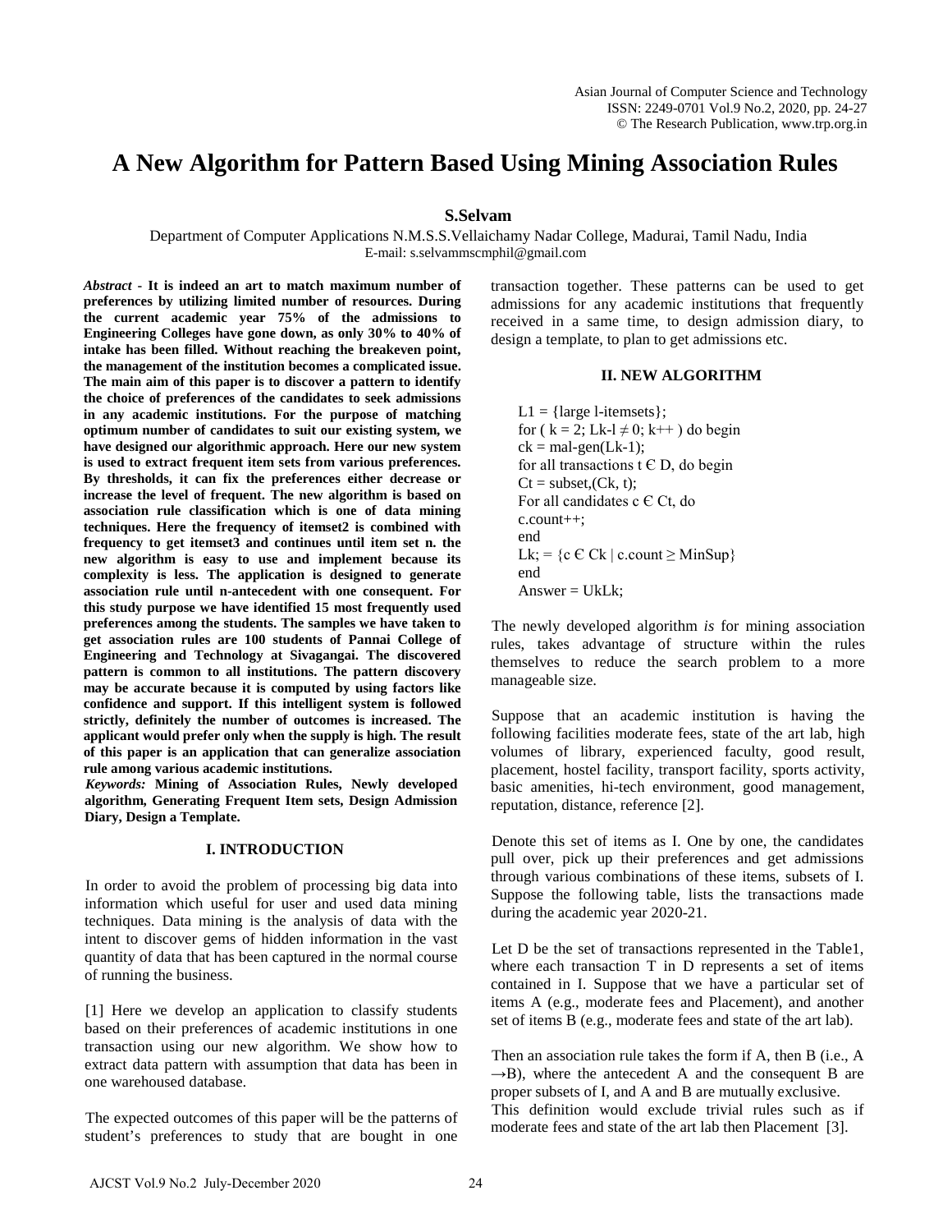# A New Algorithm for Pattern Based Using Mining Association Rules

**S.Selvam**

Department of Computer Applications N.M.S.S.Vellaichamy Nadar College, Madurai, Tamil Nadu, India
E-mail: s.selvammscmphil@gmail.com

***Abstract* - It is indeed an art to match maximum number of preferences by utilizing limited number of resources. During the current academic year 75% of the admissions to Engineering Colleges have gone down, as only 30% to 40% of intake has been filled. Without reaching the breakeven point, the management of the institution becomes a complicated issue. The main aim of this paper is to discover a pattern to identify the choice of preferences of the candidates to seek admissions in any academic institutions. For the purpose of matching optimum number of candidates to suit our existing system, we have designed our algorithmic approach. Here our new system is used to extract frequent item sets from various preferences. By thresholds, it can fix the preferences either decrease or increase the level of frequent. The new algorithm is based on association rule classification which is one of data mining techniques. Here the frequency of itemset2 is combined with frequency to get itemset3 and continues until item set n. the new algorithm is easy to use and implement because its complexity is less. The application is designed to generate association rule until n-antecedent with one consequent. For this study purpose we have identified 15 most frequently used preferences among the students. The samples we have taken to get association rules are 100 students of Pannai College of Engineering and Technology at Sivagangai. The discovered pattern is common to all institutions. The pattern discovery may be accurate because it is computed by using factors like confidence and support. If this intelligent system is followed strictly, definitely the number of outcomes is increased. The applicant would prefer only when the supply is high. The result of this paper is an application that can generalize association rule among various academic institutions.**

***Keywords:* Mining of Association Rules, Newly developed algorithm, Generating Frequent Item sets, Design Admission Diary, Design a Template.**

## I. INTRODUCTION

In order to avoid the problem of processing big data into information which useful for user and used data mining techniques. Data mining is the analysis of data with the intent to discover gems of hidden information in the vast quantity of data that has been captured in the normal course of running the business.

[1] Here we develop an application to classify students based on their preferences of academic institutions in one transaction using our new algorithm. We show how to extract data pattern with assumption that data has been in one warehoused database.

The expected outcomes of this paper will be the patterns of student's preferences to study that are bought in one transaction together. These patterns can be used to get admissions for any academic institutions that frequently received in a same time, to design admission diary, to design a template, to plan to get admissions etc.

## II. NEW ALGORITHM

```
L1 = {large l-itemsets};
for ( k = 2; Lk-l ≠ 0; k++ ) do begin
ck = mal-gen(Lk-1);
for all transactions t Є D, do begin
Ct = subset,(Ck, t);
For all candidates c Є Ct, do
c.count++;
end
Lk; = {c Є Ck | c.count ≥ MinSup}
end
Answer = UkLk;
```

The newly developed algorithm *is* for mining association rules, takes advantage of structure within the rules themselves to reduce the search problem to a more manageable size.

Suppose that an academic institution is having the following facilities moderate fees, state of the art lab, high volumes of library, experienced faculty, good result, placement, hostel facility, transport facility, sports activity, basic amenities, hi-tech environment, good management, reputation, distance, reference [2].

Denote this set of items as I. One by one, the candidates pull over, pick up their preferences and get admissions through various combinations of these items, subsets of I. Suppose the following table, lists the transactions made during the academic year 2020-21.

Let D be the set of transactions represented in the Table1, where each transaction T in D represents a set of items contained in I. Suppose that we have a particular set of items A (e.g., moderate fees and Placement), and another set of items B (e.g., moderate fees and state of the art lab).

Then an association rule takes the form if A, then B (i.e., A →B), where the antecedent A and the consequent B are proper subsets of I, and A and B are mutually exclusive.
This definition would exclude trivial rules such as if moderate fees and state of the art lab then Placement [3].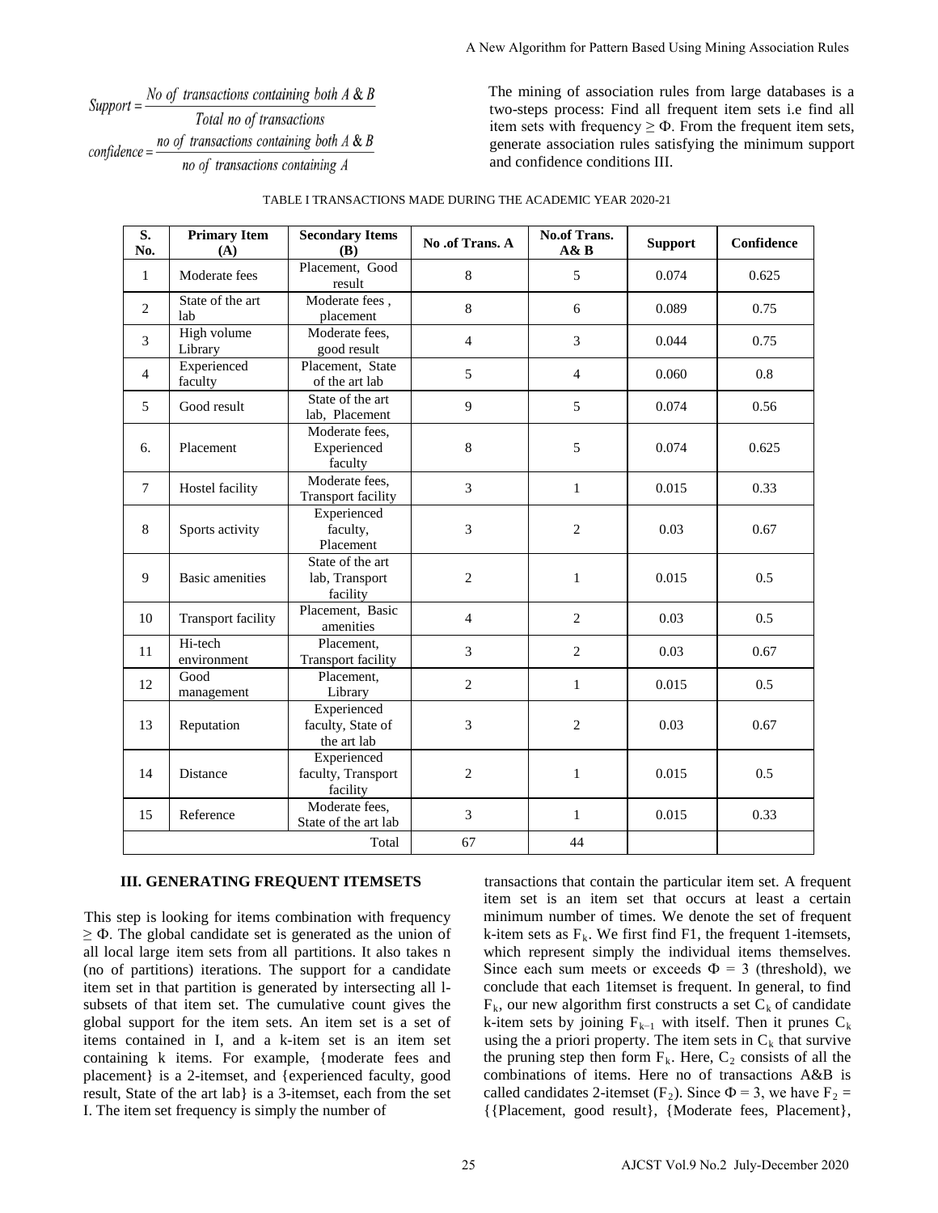$$Support = \frac{No\ of\ transactions\ containing\ both\ A\ \&\ B}{Total\ no\ of\ transactions}$$

$$confidence = \frac{no\ of\ transactions\ containing\ both\ A\ \&\ B}{no\ of\ transactions\ containing\ A}$$

The mining of association rules from large databases is a two-steps process: Find all frequent item sets i.e find all item sets with frequency $\geq \Phi$. From the frequent item sets, generate association rules satisfying the minimum support and confidence conditions III.

TABLE I TRANSACTIONS MADE DURING THE ACADEMIC YEAR 2020-21

| S. No. | Primary Item (A) | Secondary Items (B) | No .of Trans. A | No.of Trans. A& B | Support | Confidence |
|---|---|---|---|---|---|---|
| 1 | Moderate fees | Placement, Good result | 8 | 5 | 0.074 | 0.625 |
| 2 | State of the art lab | Moderate fees , placement | 8 | 6 | 0.089 | 0.75 |
| 3 | High volume Library | Moderate fees, good result | 4 | 3 | 0.044 | 0.75 |
| 4 | Experienced faculty | Placement, State of the art lab | 5 | 4 | 0.060 | 0.8 |
| 5 | Good result | State of the art lab, Placement | 9 | 5 | 0.074 | 0.56 |
| 6. | Placement | Moderate fees, Experienced faculty | 8 | 5 | 0.074 | 0.625 |
| 7 | Hostel facility | Moderate fees, Transport facility | 3 | 1 | 0.015 | 0.33 |
| 8 | Sports activity | Experienced faculty, Placement | 3 | 2 | 0.03 | 0.67 |
| 9 | Basic amenities | State of the art lab, Transport facility | 2 | 1 | 0.015 | 0.5 |
| 10 | Transport facility | Placement, Basic amenities | 4 | 2 | 0.03 | 0.5 |
| 11 | Hi-tech environment | Placement, Transport facility | 3 | 2 | 0.03 | 0.67 |
| 12 | Good management | Placement, Library | 2 | 1 | 0.015 | 0.5 |
| 13 | Reputation | Experienced faculty, State of the art lab | 3 | 2 | 0.03 | 0.67 |
| 14 | Distance | Experienced faculty, Transport facility | 2 | 1 | 0.015 | 0.5 |
| 15 | Reference | Moderate fees, State of the art lab | 3 | 1 | 0.015 | 0.33 |
| | | Total | 67 | 44 | | |

## III. GENERATING FREQUENT ITEMSETS

This step is looking for items combination with frequency $\geq \Phi$. The global candidate set is generated as the union of all local large item sets from all partitions. It also takes n (no of partitions) iterations. The support for a candidate item set in that partition is generated by intersecting all l-subsets of that item set. The cumulative count gives the global support for the item sets. An item set is a set of items contained in I, and a k-item set is an item set containing k items. For example, {moderate fees and placement} is a 2-itemset, and {experienced faculty, good result, State of the art lab} is a 3-itemset, each from the set I. The item set frequency is simply the number of transactions that contain the particular item set. A frequent item set is an item set that occurs at least a certain minimum number of times. We denote the set of frequent k-item sets as $F_k$. We first find F1, the frequent 1-itemsets, which represent simply the individual items themselves. Since each sum meets or exceeds $\Phi = 3$ (threshold), we conclude that each 1itemset is frequent. In general, to find $F_k$, our new algorithm first constructs a set $C_k$ of candidate k-item sets by joining $F_{k-1}$ with itself. Then it prunes $C_k$ using the a priori property. The item sets in $C_k$ that survive the pruning step then form $F_k$. Here, $C_2$ consists of all the combinations of items. Here no of transactions A&B is called candidates 2-itemset ($F_2$). Since $\Phi = 3$, we have $F_2 =$ {{Placement, good result}, {Moderate fees, Placement},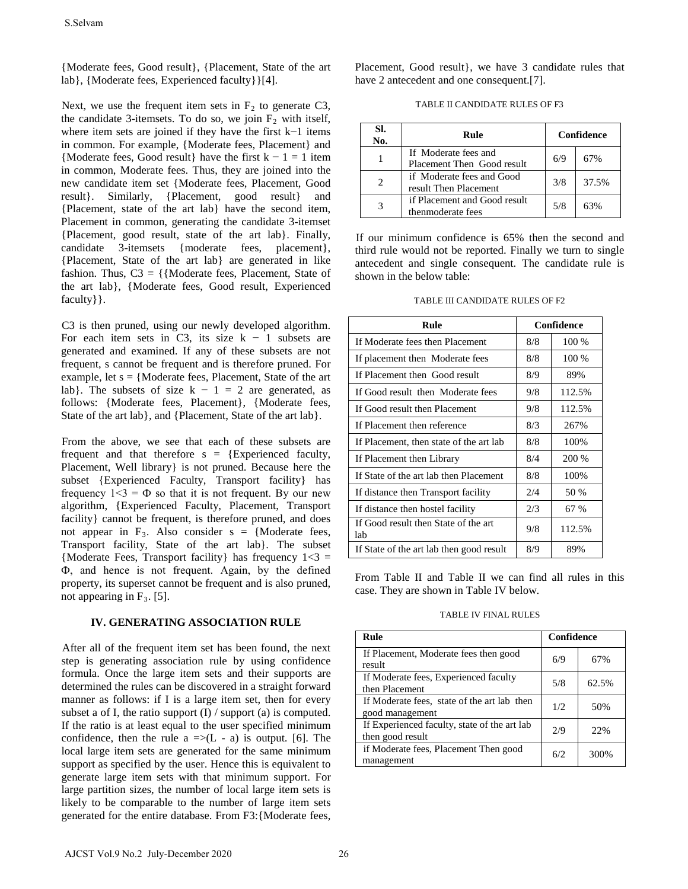{Moderate fees, Good result}, {Placement, State of the art lab}, {Moderate fees, Experienced faculty}}[4].

Next, we use the frequent item sets in $F_2$ to generate C3, the candidate 3-itemsets. To do so, we join $F_2$ with itself, where item sets are joined if they have the first k−1 items in common. For example, {Moderate fees, Placement} and {Moderate fees, Good result} have the first k − 1 = 1 item in common, Moderate fees. Thus, they are joined into the new candidate item set {Moderate fees, Placement, Good result}. Similarly, {Placement, good result} and {Placement, state of the art lab} have the second item, Placement in common, generating the candidate 3-itemset {Placement, good result, state of the art lab}. Finally, candidate 3-itemsets {moderate fees, placement}, {Placement, State of the art lab} are generated in like fashion. Thus, C3 = {{Moderate fees, Placement, State of the art lab}, {Moderate fees, Good result, Experienced faculty}}.

C3 is then pruned, using our newly developed algorithm. For each item sets in C3, its size k − 1 subsets are generated and examined. If any of these subsets are not frequent, s cannot be frequent and is therefore pruned. For example, let s = {Moderate fees, Placement, State of the art lab}. The subsets of size k − 1 = 2 are generated, as follows: {Moderate fees, Placement}, {Moderate fees, State of the art lab}, and {Placement, State of the art lab}.

From the above, we see that each of these subsets are frequent and that therefore s = {Experienced faculty, Placement, Well library} is not pruned. Because here the subset {Experienced Faculty, Transport facility} has frequency 1<3 = Φ so that it is not frequent. By our new algorithm, {Experienced Faculty, Placement, Transport facility} cannot be frequent, is therefore pruned, and does not appear in $F_3$. Also consider s = {Moderate fees, Transport facility, State of the art lab}. The subset {Moderate Fees, Transport facility} has frequency 1<3 = Φ, and hence is not frequent. Again, by the defined property, its superset cannot be frequent and is also pruned, not appearing in $F_3$. [5].

## IV. GENERATING ASSOCIATION RULE

After all of the frequent item set has been found, the next step is generating association rule by using confidence formula. Once the large item sets and their supports are determined the rules can be discovered in a straight forward manner as follows: if I is a large item set, then for every subset a of I, the ratio support (I) / support (a) is computed. If the ratio is at least equal to the user specified minimum confidence, then the rule a =>(L - a) is output. [6]. The local large item sets are generated for the same minimum support as specified by the user. Hence this is equivalent to generate large item sets with that minimum support. For large partition sizes, the number of local large item sets is likely to be comparable to the number of large item sets generated for the entire database. From F3:{Moderate fees, Placement, Good result}, we have 3 candidate rules that have 2 antecedent and one consequent.[7].

TABLE II CANDIDATE RULES OF F3

| Sl. No. | Rule | Confidence | |
|---|---|---|---|
| 1 | If Moderate fees and Placement Then Good result | 6/9 | 67% |
| 2 | if Moderate fees and Good result Then Placement | 3/8 | 37.5% |
| 3 | if Placement and Good result thenmoderate fees | 5/8 | 63% |

If our minimum confidence is 65% then the second and third rule would not be reported. Finally we turn to single antecedent and single consequent. The candidate rule is shown in the below table:

TABLE III CANDIDATE RULES OF F2

| Rule | Confidence | |
|---|---|---|
| If Moderate fees then Placement | 8/8 | 100 % |
| If placement then Moderate fees | 8/8 | 100 % |
| If Placement then Good result | 8/9 | 89% |
| If Good result then Moderate fees | 9/8 | 112.5% |
| If Good result then Placement | 9/8 | 112.5% |
| If Placement then reference | 8/3 | 267% |
| If Placement, then state of the art lab | 8/8 | 100% |
| If Placement then Library | 8/4 | 200 % |
| If State of the art lab then Placement | 8/8 | 100% |
| If distance then Transport facility | 2/4 | 50 % |
| If distance then hostel facility | 2/3 | 67 % |
| If Good result then State of the art lab | 9/8 | 112.5% |
| If State of the art lab then good result | 8/9 | 89% |

From Table II and Table II we can find all rules in this case. They are shown in Table IV below.

TABLE IV FINAL RULES

| Rule | Confidence | |
|---|---|---|
| If Placement, Moderate fees then good result | 6/9 | 67% |
| If Moderate fees, Experienced faculty then Placement | 5/8 | 62.5% |
| If Moderate fees, state of the art lab then good management | 1/2 | 50% |
| If Experienced faculty, state of the art lab then good result | 2/9 | 22% |
| if Moderate fees, Placement Then good management | 6/2 | 300% |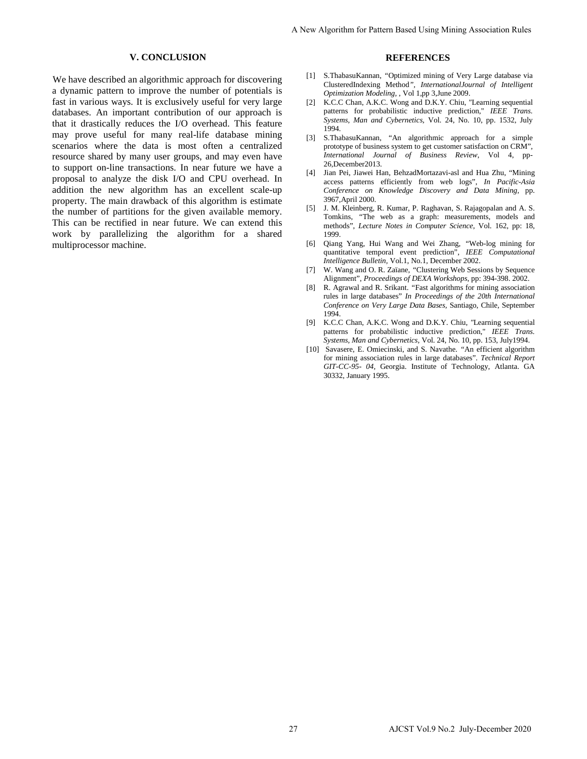## V. CONCLUSION

We have described an algorithmic approach for discovering a dynamic pattern to improve the number of potentials is fast in various ways. It is exclusively useful for very large databases. An important contribution of our approach is that it drastically reduces the I/O overhead. This feature may prove useful for many real-life database mining scenarios where the data is most often a centralized resource shared by many user groups, and may even have to support on-line transactions. In near future we have a proposal to analyze the disk I/O and CPU overhead. In addition the new algorithm has an excellent scale-up property. The main drawback of this algorithm is estimate the number of partitions for the given available memory. This can be rectified in near future. We can extend this work by parallelizing the algorithm for a shared multiprocessor machine.

## REFERENCES

[1] S.ThabasuKannan, "Optimized mining of Very Large database via ClusteredIndexing Method", *InternationalJournal of Intelligent Optimization Modeling*, , Vol 1,pp 3,June 2009.

[2] K.C.C Chan, A.K.C. Wong and D.K.Y. Chiu, "Learning sequential patterns for probabilistic inductive prediction," *IEEE Trans. Systems, Man and Cybernetics*, Vol. 24, No. 10, pp. 1532, July 1994.

[3] S.ThabasuKannan, "An algorithmic approach for a simple prototype of business system to get customer satisfaction on CRM", *International Journal of Business Review*, Vol 4, pp-26,December2013.

[4] Jian Pei, Jiawei Han, BehzadMortazavi-asl and Hua Zhu, "Mining access patterns efficiently from web logs", *In Pacific-Asia Conference on Knowledge Discovery and Data Mining*, pp. 3967,April 2000.

[5] J. M. Kleinberg, R. Kumar, P. Raghavan, S. Rajagopalan and A. S. Tomkins, "The web as a graph: measurements, models and methods", *Lecture Notes in Computer Science*, Vol. 162, pp: 18, 1999.

[6] Qiang Yang, Hui Wang and Wei Zhang, "Web-log mining for quantitative temporal event prediction", *IEEE Computational Intelligence Bulletin*, Vol.1, No.1, December 2002.

[7] W. Wang and O. R. Zaïane, "Clustering Web Sessions by Sequence Alignment", *Proceedings of DEXA Workshops*, pp: 394-398. 2002.

[8] R. Agrawal and R. Srikant. "Fast algorithms for mining association rules in large databases" *In Proceedings of the 20th International Conference on Very Large Data Bases*, Santiago, Chile, September 1994.

[9] K.C.C Chan, A.K.C. Wong and D.K.Y. Chiu, "Learning sequential patterns for probabilistic inductive prediction," *IEEE Trans. Systems, Man and Cybernetics*, Vol. 24, No. 10, pp. 153, July1994.

[10] Savasere, E. Omiecinski, and S. Navathe. "An efficient algorithm for mining association rules in large databases". *Technical Report GIT-CC-95- 04*, Georgia. Institute of Technology, Atlanta. GA 30332, January 1995.